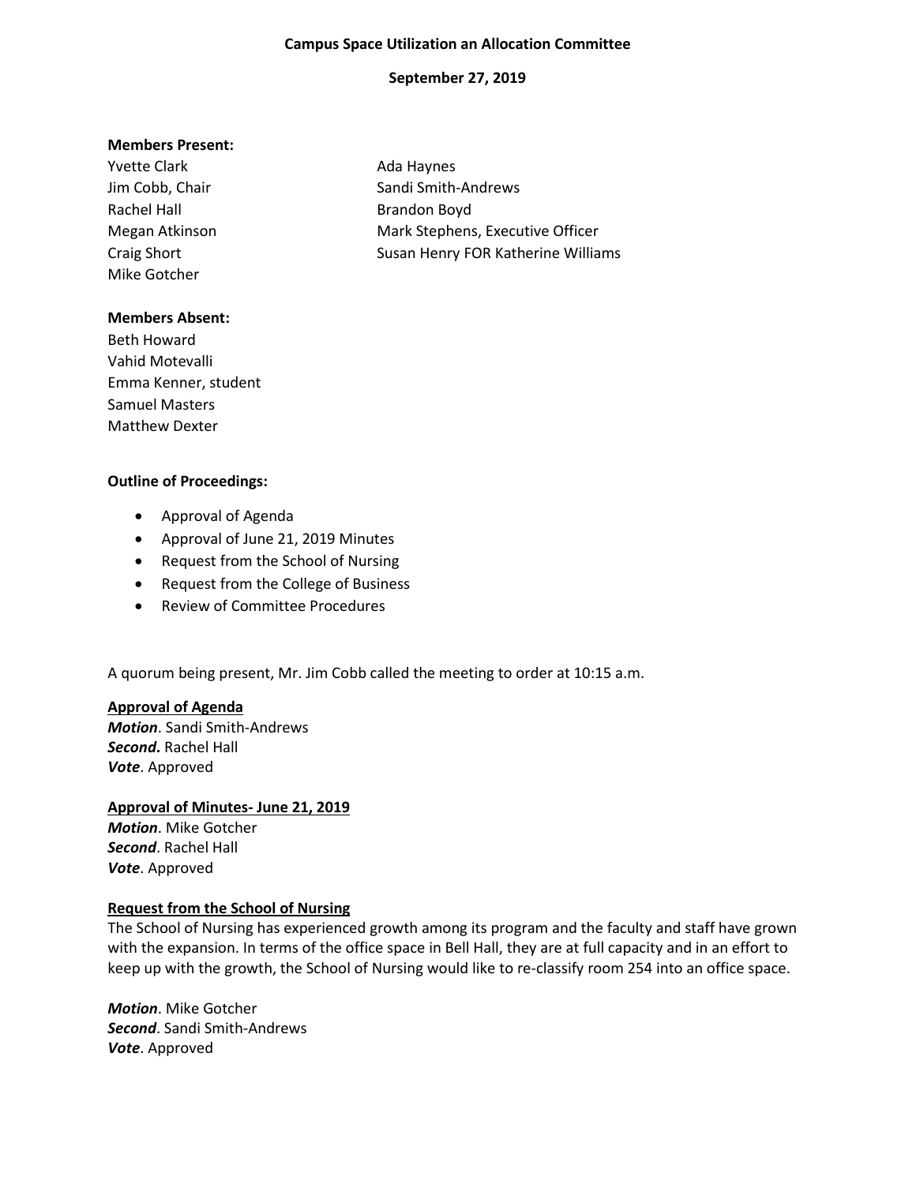**Campus Space Utilization an Allocation Committee**

**September 27, 2019**

**Members Present:**

Yvette Clark
Jim Cobb, Chair
Rachel Hall
Megan Atkinson
Craig Short
Mike Gotcher
Ada Haynes
Sandi Smith-Andrews
Brandon Boyd
Mark Stephens, Executive Officer
Susan Henry FOR Katherine Williams

**Members Absent:**

Beth Howard
Vahid Motevalli
Emma Kenner, student
Samuel Masters
Matthew Dexter

**Outline of Proceedings:**

- Approval of Agenda
- Approval of June 21, 2019 Minutes
- Request from the School of Nursing
- Request from the College of Business
- Review of Committee Procedures

A quorum being present, Mr. Jim Cobb called the meeting to order at 10:15 a.m.

**Approval of Agenda**

***Motion***. Sandi Smith-Andrews
***Second*.** Rachel Hall
***Vote***. Approved

**Approval of Minutes- June 21, 2019**

***Motion***. Mike Gotcher
***Second***. Rachel Hall
***Vote***. Approved

**Request from the School of Nursing**

The School of Nursing has experienced growth among its program and the faculty and staff have grown with the expansion. In terms of the office space in Bell Hall, they are at full capacity and in an effort to keep up with the growth, the School of Nursing would like to re-classify room 254 into an office space.

***Motion***. Mike Gotcher
***Second***. Sandi Smith-Andrews
***Vote***. Approved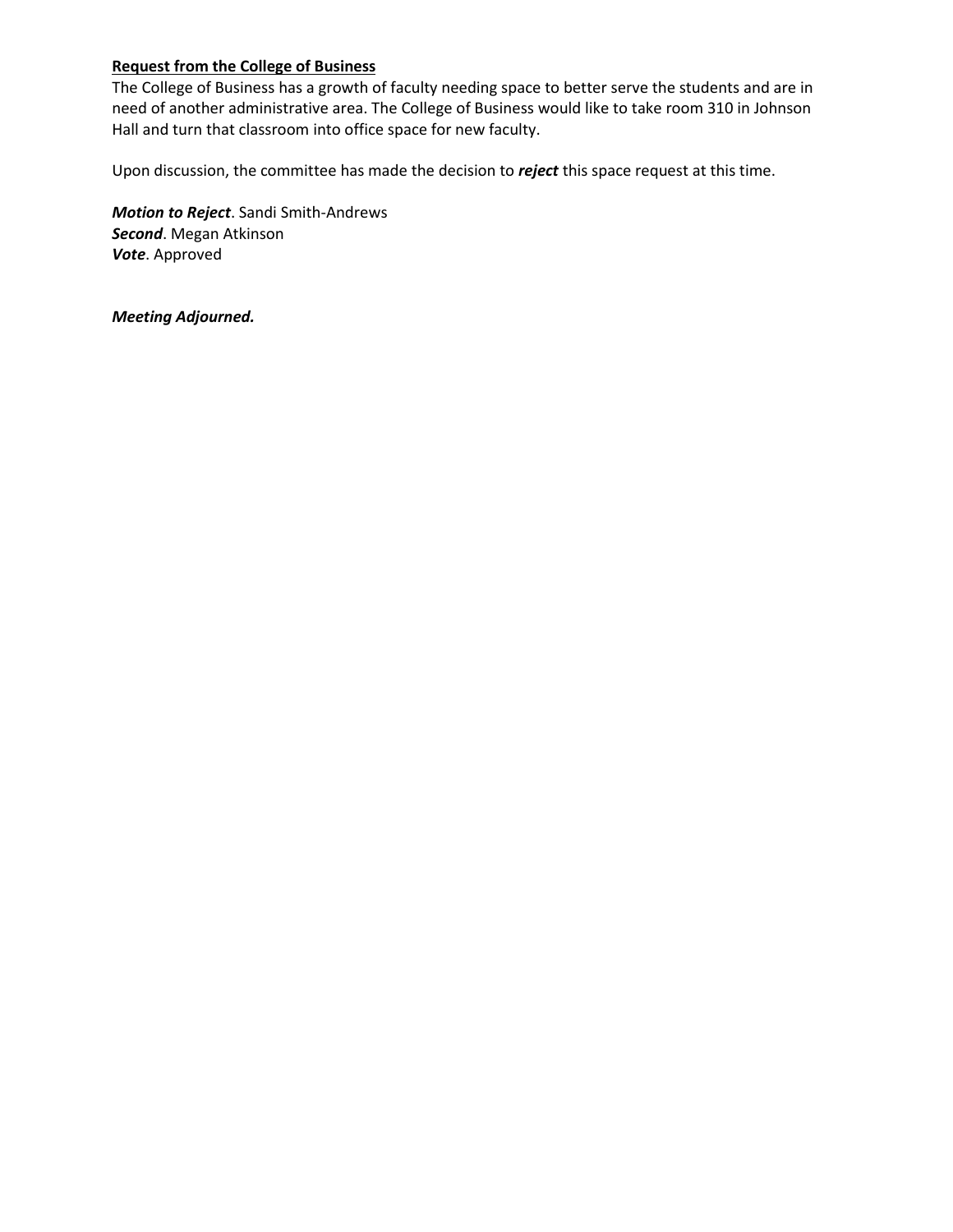**Request from the College of Business**

The College of Business has a growth of faculty needing space to better serve the students and are in need of another administrative area. The College of Business would like to take room 310 in Johnson Hall and turn that classroom into office space for new faculty.

Upon discussion, the committee has made the decision to ***reject*** this space request at this time.

***Motion to Reject***. Sandi Smith-Andrews
***Second***. Megan Atkinson
***Vote***. Approved

***Meeting Adjourned.***